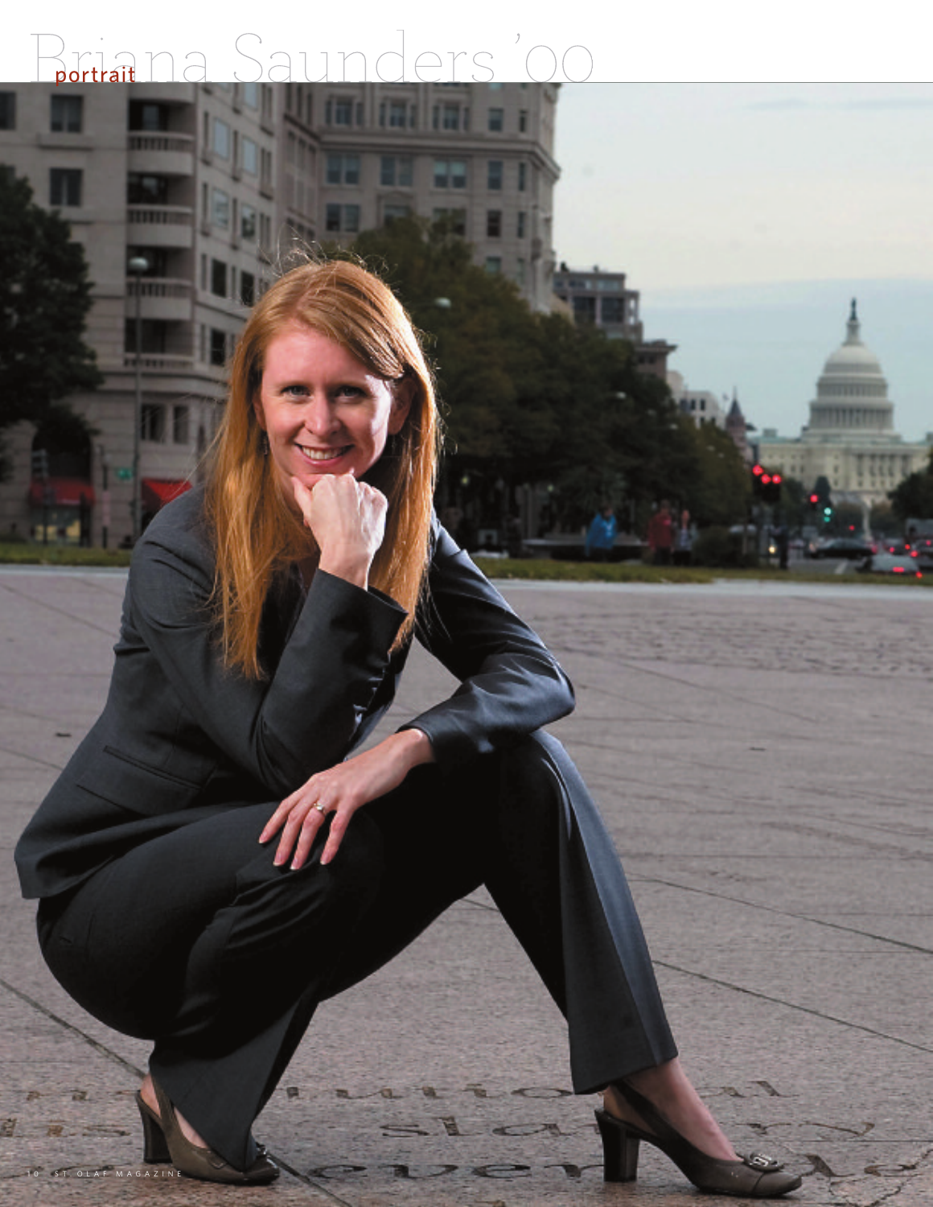portrait

# Briana Saunders '00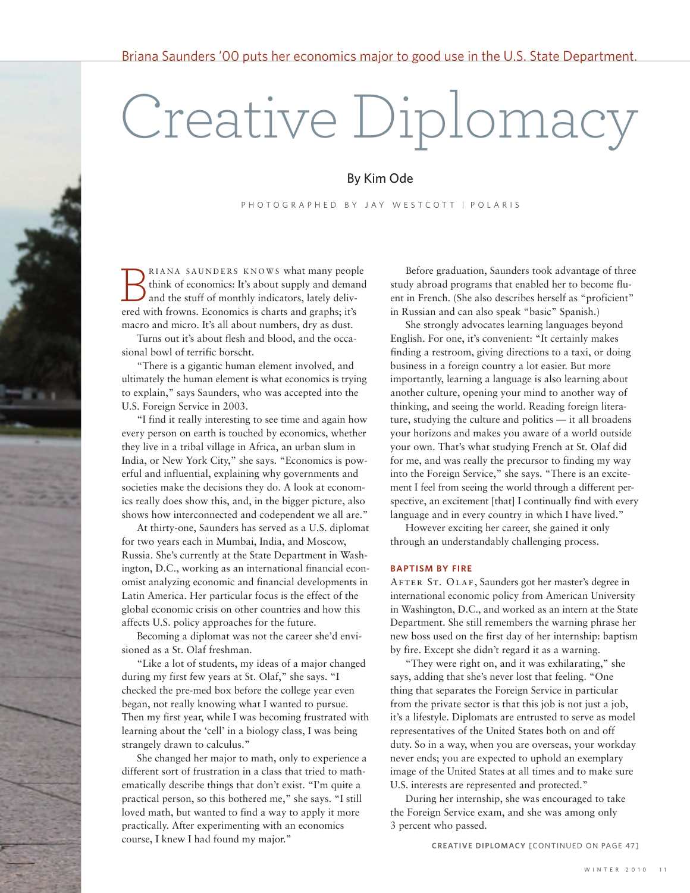Briana Saunders '00 puts her economics major to good use in the U.S. State Department.

# Creative Diplomacy

By Kim Ode

PHOTOGRAPHED BY JAY WESTCOTT | POLARIS

Briana Saunders knows what many people think of economics: It's about supply and demand and the stuff of monthly indicators, lately delivered with frowns. Economics is charts and graphs; it's macro and micro. It's all about numbers, dry as dust.

Turns out it's about flesh and blood, and the occasional bowl of terrific borscht.

"There is a gigantic human element involved, and ultimately the human element is what economics is trying to explain," says Saunders, who was accepted into the U.S. Foreign Service in 2003.

"I find it really interesting to see time and again how every person on earth is touched by economics, whether they live in a tribal village in Africa, an urban slum in India, or New York City," she says. "Economics is powerful and influential, explaining why governments and societies make the decisions they do. A look at economics really does show this, and, in the bigger picture, also shows how interconnected and codependent we all are."

At thirty-one, Saunders has served as a U.S. diplomat for two years each in Mumbai, India, and Moscow, Russia. She's currently at the State Department in Washington, D.C., working as an international financial economist analyzing economic and financial developments in Latin America. Her particular focus is the effect of the global economic crisis on other countries and how this affects U.S. policy approaches for the future.

Becoming a diplomat was not the career she'd envisioned as a St. Olaf freshman.

"Like a lot of students, my ideas of a major changed during my first few years at St. Olaf," she says. "I checked the pre-med box before the college year even began, not really knowing what I wanted to pursue. Then my first year, while I was becoming frustrated with learning about the 'cell' in a biology class, I was being strangely drawn to calculus."

She changed her major to math, only to experience a different sort of frustration in a class that tried to mathematically describe things that don't exist. "I'm quite a practical person, so this bothered me," she says. "I still loved math, but wanted to find a way to apply it more practically. After experimenting with an economics course, I knew I had found my major."

Before graduation, Saunders took advantage of three study abroad programs that enabled her to become fluent in French. (She also describes herself as "proficient" in Russian and can also speak "basic" Spanish.)

She strongly advocates learning languages beyond English. For one, it's convenient: "It certainly makes finding a restroom, giving directions to a taxi, or doing business in a foreign country a lot easier. But more importantly, learning a language is also learning about another culture, opening your mind to another way of thinking, and seeing the world. Reading foreign literature, studying the culture and politics — it all broadens your horizons and makes you aware of a world outside your own. That's what studying French at St. Olaf did for me, and was really the precursor to finding my way into the Foreign Service," she says. "There is an excitement I feel from seeing the world through a different perspective, an excitement [that] I continually find with every language and in every country in which I have lived."

However exciting her career, she gained it only through an understandably challenging process.

## BAPTISM BY FIRE

After St. Olaf, Saunders got her master's degree in international economic policy from American University in Washington, D.C., and worked as an intern at the State Department. She still remembers the warning phrase her new boss used on the first day of her internship: baptism by fire. Except she didn't regard it as a warning.

"They were right on, and it was exhilarating," she says, adding that she's never lost that feeling. "One thing that separates the Foreign Service in particular from the private sector is that this job is not just a job, it's a lifestyle. Diplomats are entrusted to serve as model representatives of the United States both on and off duty. So in a way, when you are overseas, your workday never ends; you are expected to uphold an exemplary image of the United States at all times and to make sure U.S. interests are represented and protected."

During her internship, she was encouraged to take the Foreign Service exam, and she was among only 3 percent who passed.

**CREATIVE DIPLOMACY** [CONTINUED ON PAGE 47]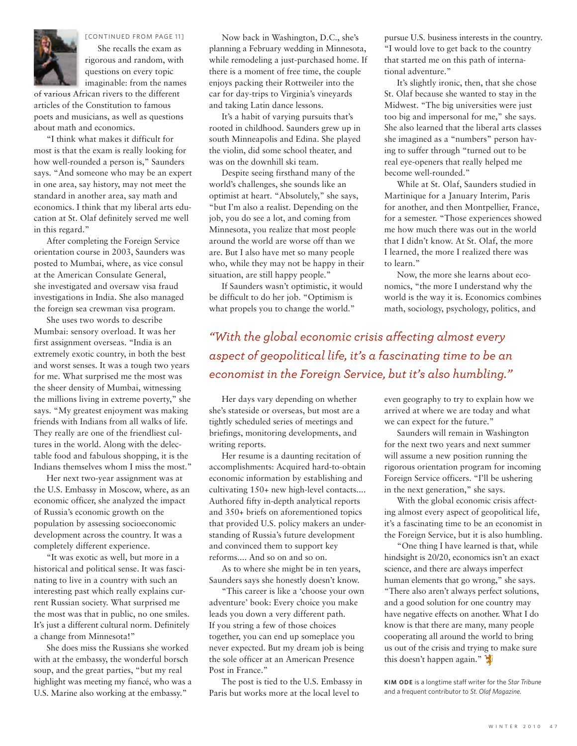[CONTINUED FROM PAGE 11]

She recalls the exam as rigorous and random, with questions on every topic imaginable: from the names of various African rivers to the different articles of the Constitution to famous poets and musicians, as well as questions about math and economics.

"I think what makes it difficult for most is that the exam is really looking for how well-rounded a person is," Saunders says. "And someone who may be an expert in one area, say history, may not meet the standard in another area, say math and economics. I think that my liberal arts education at St. Olaf definitely served me well in this regard."

After completing the Foreign Service orientation course in 2003, Saunders was posted to Mumbai, where, as vice consul at the American Consulate General, she investigated and oversaw visa fraud investigations in India. She also managed the foreign sea crewman visa program.

She uses two words to describe Mumbai: sensory overload. It was her first assignment overseas. "India is an extremely exotic country, in both the best and worst senses. It was a tough two years for me. What surprised me the most was the sheer density of Mumbai, witnessing the millions living in extreme poverty," she says. "My greatest enjoyment was making friends with Indians from all walks of life. They really are one of the friendliest cultures in the world. Along with the delectable food and fabulous shopping, it is the Indians themselves whom I miss the most."

Her next two-year assignment was at the U.S. Embassy in Moscow, where, as an economic officer, she analyzed the impact of Russia's economic growth on the population by assessing socioeconomic development across the country. It was a completely different experience.

"It was exotic as well, but more in a historical and political sense. It was fascinating to live in a country with such an interesting past which really explains current Russian society. What surprised me the most was that in public, no one smiles. It's just a different cultural norm. Definitely a change from Minnesota!"

She does miss the Russians she worked with at the embassy, the wonderful borsch soup, and the great parties, "but my real highlight was meeting my fiancé, who was a U.S. Marine also working at the embassy."

Now back in Washington, D.C., she's planning a February wedding in Minnesota, while remodeling a just-purchased home. If there is a moment of free time, the couple enjoys packing their Rottweiler into the car for day-trips to Virginia's vineyards and taking Latin dance lessons.

It's a habit of varying pursuits that's rooted in childhood. Saunders grew up in south Minneapolis and Edina. She played the violin, did some school theater, and was on the downhill ski team.

Despite seeing firsthand many of the world's challenges, she sounds like an optimist at heart. "Absolutely," she says, "but I'm also a realist. Depending on the job, you do see a lot, and coming from Minnesota, you realize that most people around the world are worse off than we are. But I also have met so many people who, while they may not be happy in their situation, are still happy people."

If Saunders wasn't optimistic, it would be difficult to do her job. "Optimism is what propels you to change the world."

*"With the global economic crisis affecting almost every aspect of geopolitical life, it's a fascinating time to be an economist in the Foreign Service, but it's also humbling."*

Her days vary depending on whether she's stateside or overseas, but most are a tightly scheduled series of meetings and briefings, monitoring developments, and writing reports.

Her resume is a daunting recitation of accomplishments: Acquired hard-to-obtain economic information by establishing and cultivating 150+ new high-level contacts.... Authored fifty in-depth analytical reports and 350+ briefs on aforementioned topics that provided U.S. policy makers an understanding of Russia's future development and convinced them to support key reforms.... And so on and so on.

As to where she might be in ten years, Saunders says she honestly doesn't know.

"This career is like a 'choose your own adventure' book: Every choice you make leads you down a very different path. If you string a few of those choices together, you can end up someplace you never expected. But my dream job is being the sole officer at an American Presence Post in France."

The post is tied to the U.S. Embassy in Paris but works more at the local level to pursue U.S. business interests in the country. "I would love to get back to the country that started me on this path of international adventure."

It's slightly ironic, then, that she chose St. Olaf because she wanted to stay in the Midwest. "The big universities were just too big and impersonal for me," she says. She also learned that the liberal arts classes she imagined as a "numbers" person having to suffer through "turned out to be real eye-openers that really helped me become well-rounded."

While at St. Olaf, Saunders studied in Martinique for a January Interim, Paris for another, and then Montpellier, France, for a semester. "Those experiences showed me how much there was out in the world that I didn't know. At St. Olaf, the more I learned, the more I realized there was to learn."

Now, the more she learns about economics, "the more I understand why the world is the way it is. Economics combines math, sociology, psychology, politics, and even geography to try to explain how we arrived at where we are today and what we can expect for the future."

Saunders will remain in Washington for the next two years and next summer will assume a new position running the rigorous orientation program for incoming Foreign Service officers. "I'll be ushering in the next generation," she says.

With the global economic crisis affecting almost every aspect of geopolitical life, it's a fascinating time to be an economist in the Foreign Service, but it is also humbling.

"One thing I have learned is that, while hindsight is 20/20, economics isn't an exact science, and there are always imperfect human elements that go wrong," she says. "There also aren't always perfect solutions, and a good solution for one country may have negative effects on another. What I do know is that there are many, many people cooperating all around the world to bring us out of the crisis and trying to make sure this doesn't happen again."

**KIM ODE** is a longtime staff writer for the *Star Tribune* and a frequent contributor to *St. Olaf Magazine*.